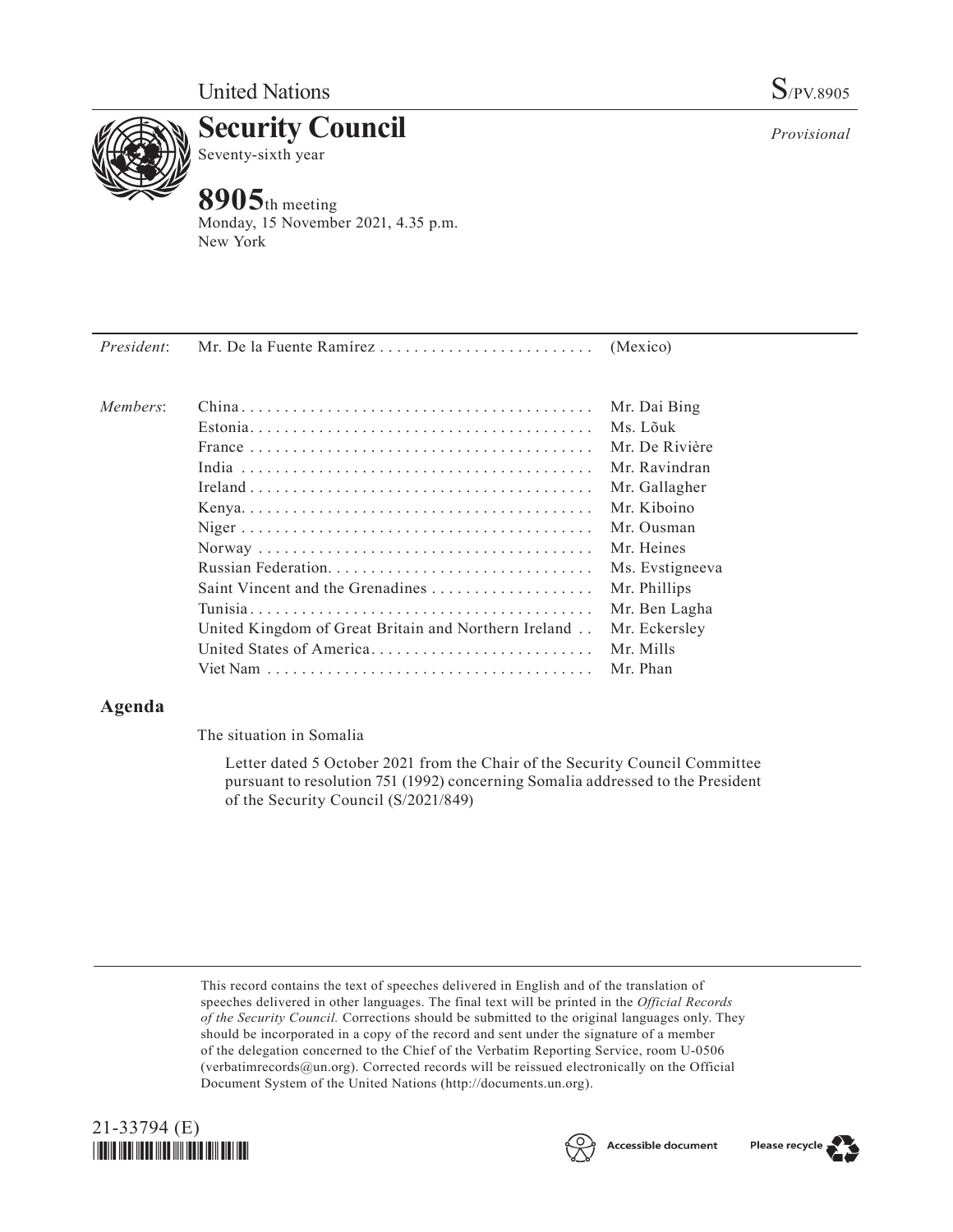United Nations

S/PV.8905

# Security Council

Seventy-sixth year

*Provisional*

## 8905th meeting

Monday, 15 November 2021, 4.35 p.m.
New York

| | | |
|---|---|---|
| *President*: | Mr. De la Fuente Ramírez | (Mexico) |
| *Members*: | China | Mr. Dai Bing |
| | Estonia | Ms. Lõuk |
| | France | Mr. De Rivière |
| | India | Mr. Ravindran |
| | Ireland | Mr. Gallagher |
| | Kenya | Mr. Kiboino |
| | Niger | Mr. Ousman |
| | Norway | Mr. Heines |
| | Russian Federation | Ms. Evstigneeva |
| | Saint Vincent and the Grenadines | Mr. Phillips |
| | Tunisia | Mr. Ben Lagha |
| | United Kingdom of Great Britain and Northern Ireland | Mr. Eckersley |
| | United States of America | Mr. Mills |
| | Viet Nam | Mr. Phan |

## Agenda

The situation in Somalia

Letter dated 5 October 2021 from the Chair of the Security Council Committee pursuant to resolution 751 (1992) concerning Somalia addressed to the President of the Security Council (S/2021/849)

This record contains the text of speeches delivered in English and of the translation of speeches delivered in other languages. The final text will be printed in the *Official Records of the Security Council.* Corrections should be submitted to the original languages only. They should be incorporated in a copy of the record and sent under the signature of a member of the delegation concerned to the Chief of the Verbatim Reporting Service, room U-0506 (verbatimrecords@un.org). Corrected records will be reissued electronically on the Official Document System of the United Nations (http://documents.un.org).

21-33794 (E)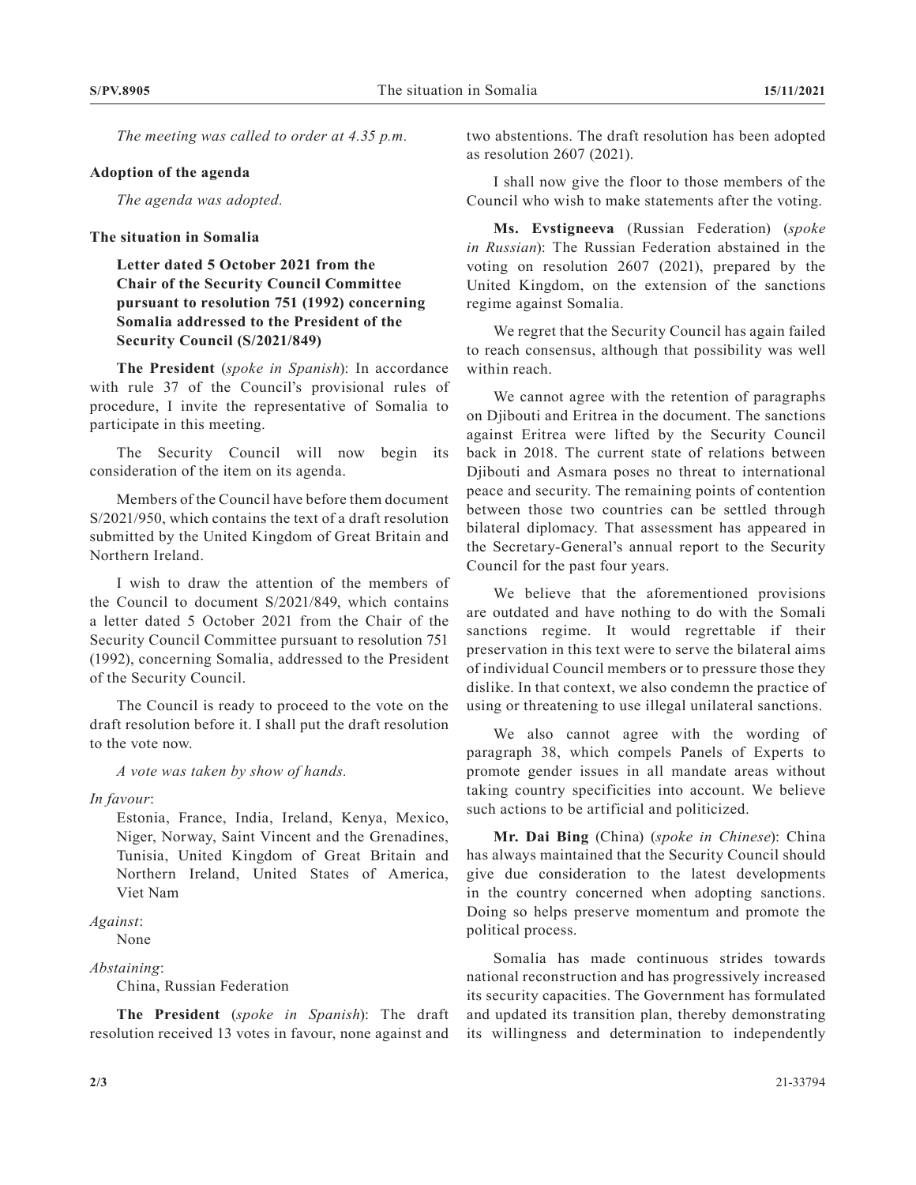*The meeting was called to order at 4.35 p.m.*

**Adoption of the agenda**

*The agenda was adopted.*

**The situation in Somalia**

**Letter dated 5 October 2021 from the Chair of the Security Council Committee pursuant to resolution 751 (1992) concerning Somalia addressed to the President of the Security Council (S/2021/849)**

**The President** (*spoke in Spanish*): In accordance with rule 37 of the Council's provisional rules of procedure, I invite the representative of Somalia to participate in this meeting.

The Security Council will now begin its consideration of the item on its agenda.

Members of the Council have before them document S/2021/950, which contains the text of a draft resolution submitted by the United Kingdom of Great Britain and Northern Ireland.

I wish to draw the attention of the members of the Council to document S/2021/849, which contains a letter dated 5 October 2021 from the Chair of the Security Council Committee pursuant to resolution 751 (1992), concerning Somalia, addressed to the President of the Security Council.

The Council is ready to proceed to the vote on the draft resolution before it. I shall put the draft resolution to the vote now.

*A vote was taken by show of hands.*

*In favour*:

Estonia, France, India, Ireland, Kenya, Mexico, Niger, Norway, Saint Vincent and the Grenadines, Tunisia, United Kingdom of Great Britain and Northern Ireland, United States of America, Viet Nam

*Against*:

None

*Abstaining*:

China, Russian Federation

**The President** (*spoke in Spanish*): The draft resolution received 13 votes in favour, none against and two abstentions. The draft resolution has been adopted as resolution 2607 (2021).

I shall now give the floor to those members of the Council who wish to make statements after the voting.

**Ms. Evstigneeva** (Russian Federation) (*spoke in Russian*): The Russian Federation abstained in the voting on resolution 2607 (2021), prepared by the United Kingdom, on the extension of the sanctions regime against Somalia.

We regret that the Security Council has again failed to reach consensus, although that possibility was well within reach.

We cannot agree with the retention of paragraphs on Djibouti and Eritrea in the document. The sanctions against Eritrea were lifted by the Security Council back in 2018. The current state of relations between Djibouti and Asmara poses no threat to international peace and security. The remaining points of contention between those two countries can be settled through bilateral diplomacy. That assessment has appeared in the Secretary-General's annual report to the Security Council for the past four years.

We believe that the aforementioned provisions are outdated and have nothing to do with the Somali sanctions regime. It would regrettable if their preservation in this text were to serve the bilateral aims of individual Council members or to pressure those they dislike. In that context, we also condemn the practice of using or threatening to use illegal unilateral sanctions.

We also cannot agree with the wording of paragraph 38, which compels Panels of Experts to promote gender issues in all mandate areas without taking country specificities into account. We believe such actions to be artificial and politicized.

**Mr. Dai Bing** (China) (*spoke in Chinese*): China has always maintained that the Security Council should give due consideration to the latest developments in the country concerned when adopting sanctions. Doing so helps preserve momentum and promote the political process.

Somalia has made continuous strides towards national reconstruction and has progressively increased its security capacities. The Government has formulated and updated its transition plan, thereby demonstrating its willingness and determination to independently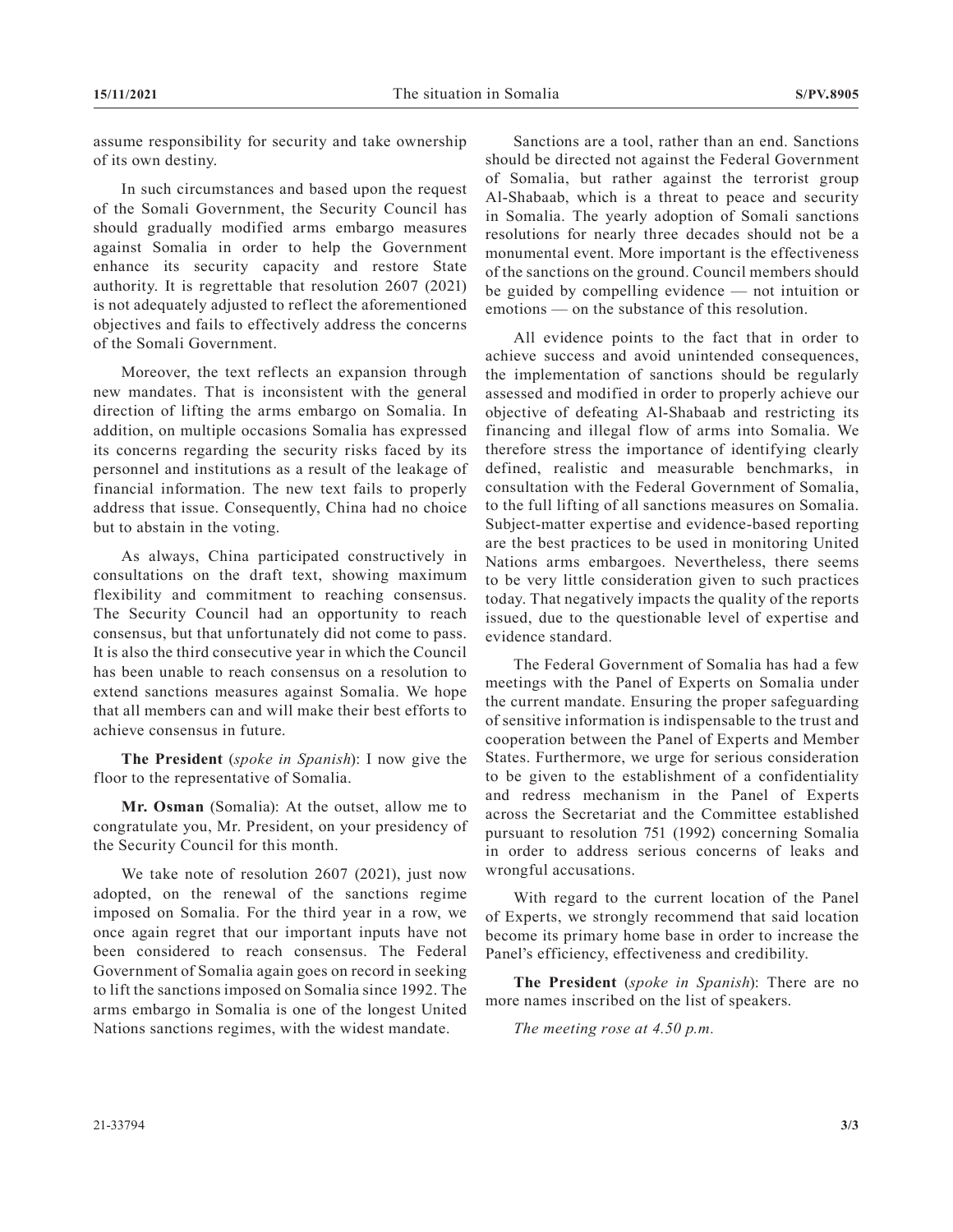assume responsibility for security and take ownership of its own destiny.

In such circumstances and based upon the request of the Somali Government, the Security Council has should gradually modified arms embargo measures against Somalia in order to help the Government enhance its security capacity and restore State authority. It is regrettable that resolution 2607 (2021) is not adequately adjusted to reflect the aforementioned objectives and fails to effectively address the concerns of the Somali Government.

Moreover, the text reflects an expansion through new mandates. That is inconsistent with the general direction of lifting the arms embargo on Somalia. In addition, on multiple occasions Somalia has expressed its concerns regarding the security risks faced by its personnel and institutions as a result of the leakage of financial information. The new text fails to properly address that issue. Consequently, China had no choice but to abstain in the voting.

As always, China participated constructively in consultations on the draft text, showing maximum flexibility and commitment to reaching consensus. The Security Council had an opportunity to reach consensus, but that unfortunately did not come to pass. It is also the third consecutive year in which the Council has been unable to reach consensus on a resolution to extend sanctions measures against Somalia. We hope that all members can and will make their best efforts to achieve consensus in future.

**The President** (*spoke in Spanish*): I now give the floor to the representative of Somalia.

**Mr. Osman** (Somalia): At the outset, allow me to congratulate you, Mr. President, on your presidency of the Security Council for this month.

We take note of resolution 2607 (2021), just now adopted, on the renewal of the sanctions regime imposed on Somalia. For the third year in a row, we once again regret that our important inputs have not been considered to reach consensus. The Federal Government of Somalia again goes on record in seeking to lift the sanctions imposed on Somalia since 1992. The arms embargo in Somalia is one of the longest United Nations sanctions regimes, with the widest mandate.

Sanctions are a tool, rather than an end. Sanctions should be directed not against the Federal Government of Somalia, but rather against the terrorist group Al-Shabaab, which is a threat to peace and security in Somalia. The yearly adoption of Somali sanctions resolutions for nearly three decades should not be a monumental event. More important is the effectiveness of the sanctions on the ground. Council members should be guided by compelling evidence — not intuition or emotions — on the substance of this resolution.

All evidence points to the fact that in order to achieve success and avoid unintended consequences, the implementation of sanctions should be regularly assessed and modified in order to properly achieve our objective of defeating Al-Shabaab and restricting its financing and illegal flow of arms into Somalia. We therefore stress the importance of identifying clearly defined, realistic and measurable benchmarks, in consultation with the Federal Government of Somalia, to the full lifting of all sanctions measures on Somalia. Subject-matter expertise and evidence-based reporting are the best practices to be used in monitoring United Nations arms embargoes. Nevertheless, there seems to be very little consideration given to such practices today. That negatively impacts the quality of the reports issued, due to the questionable level of expertise and evidence standard.

The Federal Government of Somalia has had a few meetings with the Panel of Experts on Somalia under the current mandate. Ensuring the proper safeguarding of sensitive information is indispensable to the trust and cooperation between the Panel of Experts and Member States. Furthermore, we urge for serious consideration to be given to the establishment of a confidentiality and redress mechanism in the Panel of Experts across the Secretariat and the Committee established pursuant to resolution 751 (1992) concerning Somalia in order to address serious concerns of leaks and wrongful accusations.

With regard to the current location of the Panel of Experts, we strongly recommend that said location become its primary home base in order to increase the Panel's efficiency, effectiveness and credibility.

**The President** (*spoke in Spanish*): There are no more names inscribed on the list of speakers.

*The meeting rose at 4.50 p.m.*